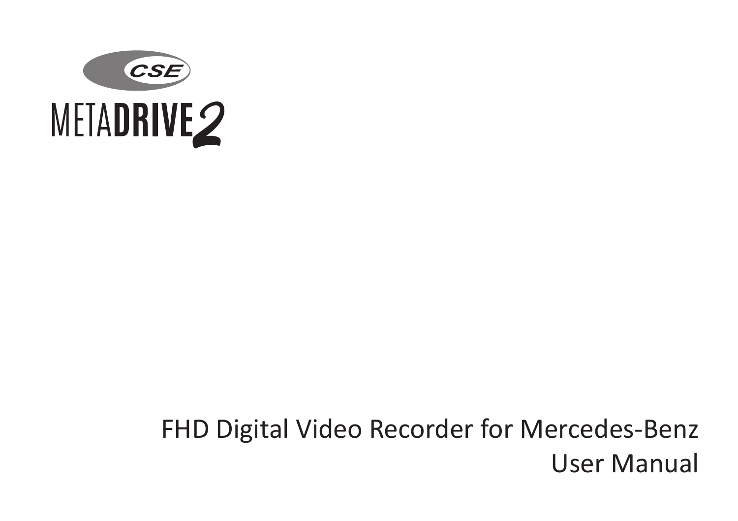CSE

# METADRIVE2

FHD Digital Video Recorder for Mercedes-Benz

User Manual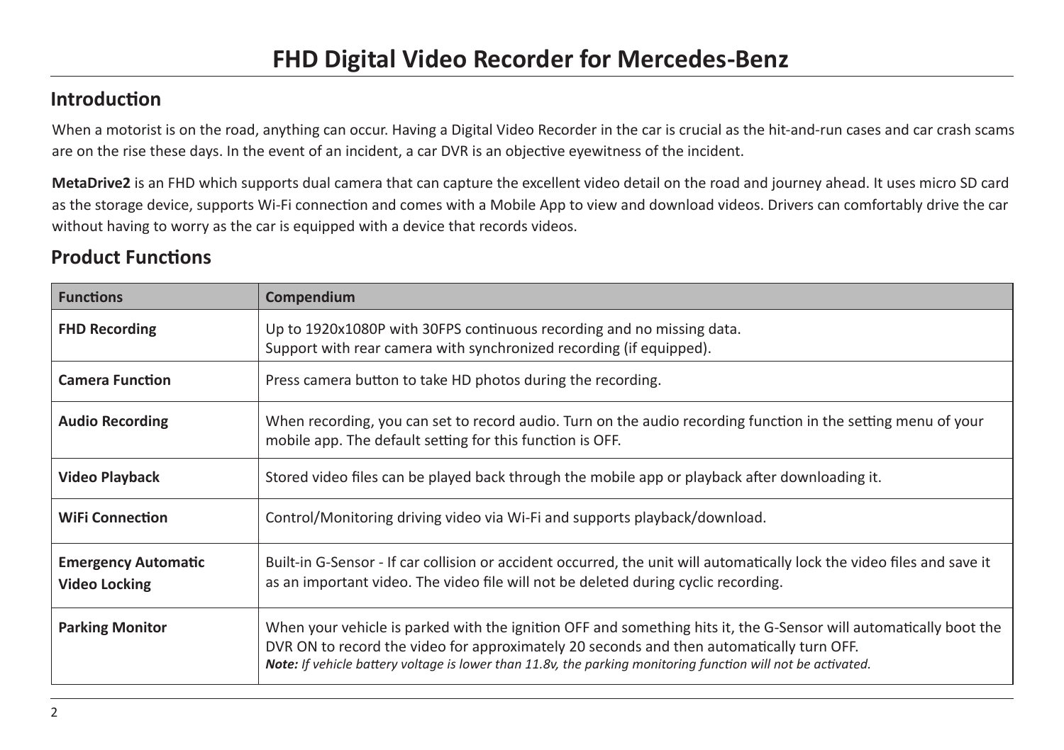# FHD Digital Video Recorder for Mercedes-Benz

## Introduction

When a motorist is on the road, anything can occur. Having a Digital Video Recorder in the car is crucial as the hit-and-run cases and car crash scams are on the rise these days. In the event of an incident, a car DVR is an objective eyewitness of the incident.

**MetaDrive2** is an FHD which supports dual camera that can capture the excellent video detail on the road and journey ahead. It uses micro SD card as the storage device, supports Wi-Fi connection and comes with a Mobile App to view and download videos. Drivers can comfortably drive the car without having to worry as the car is equipped with a device that records videos.

## Product Functions

| Functions | Compendium |
| --- | --- |
| **FHD Recording** | Up to 1920x1080P with 30FPS continuous recording and no missing data.<br>Support with rear camera with synchronized recording (if equipped). |
| **Camera Function** | Press camera button to take HD photos during the recording. |
| **Audio Recording** | When recording, you can set to record audio. Turn on the audio recording function in the setting menu of your mobile app. The default setting for this function is OFF. |
| **Video Playback** | Stored video files can be played back through the mobile app or playback after downloading it. |
| **WiFi Connection** | Control/Monitoring driving video via Wi-Fi and supports playback/download. |
| **Emergency Automatic Video Locking** | Built-in G-Sensor - If car collision or accident occurred, the unit will automatically lock the video files and save it as an important video. The video file will not be deleted during cyclic recording. |
| **Parking Monitor** | When your vehicle is parked with the ignition OFF and something hits it, the G-Sensor will automatically boot the DVR ON to record the video for approximately 20 seconds and then automatically turn OFF.<br>***Note:*** *If vehicle battery voltage is lower than 11.8v, the parking monitoring function will not be activated.* |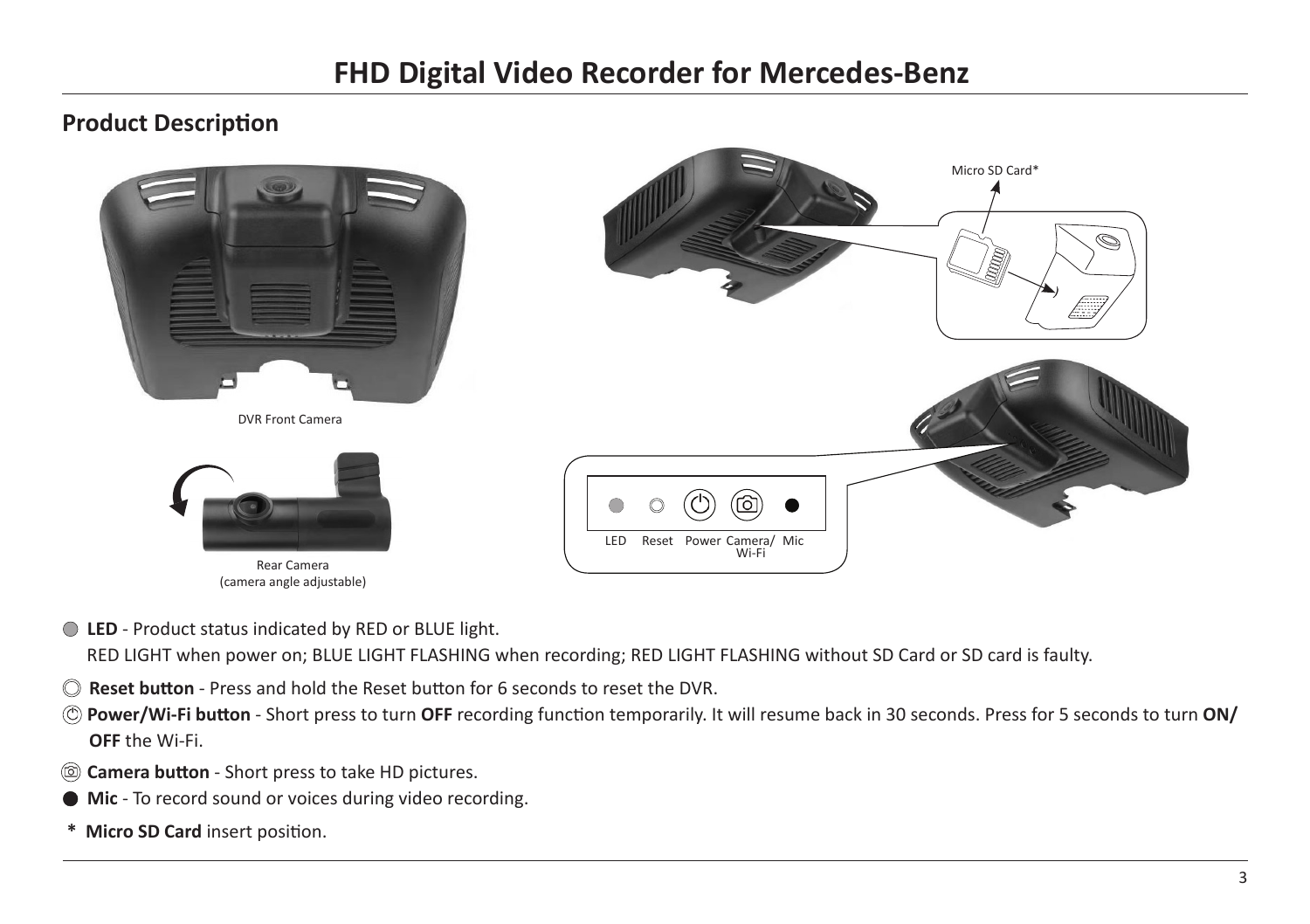# FHD Digital Video Recorder for Mercedes-Benz

## Product Description

DVR Front Camera

Micro SD Card*

Rear Camera
(camera angle adjustable)

LED Reset Power Camera/ Wi-Fi Mic

- **LED** - Product status indicated by RED or BLUE light.
  RED LIGHT when power on; BLUE LIGHT FLASHING when recording; RED LIGHT FLASHING without SD Card or SD card is faulty.
- **Reset button** - Press and hold the Reset button for 6 seconds to reset the DVR.
- **Power/Wi-Fi button** - Short press to turn **OFF** recording function temporarily. It will resume back in 30 seconds. Press for 5 seconds to turn **ON/ OFF** the Wi-Fi.
- **Camera button** - Short press to take HD pictures.
- **Mic** - To record sound or voices during video recording.

\* **Micro SD Card** insert position.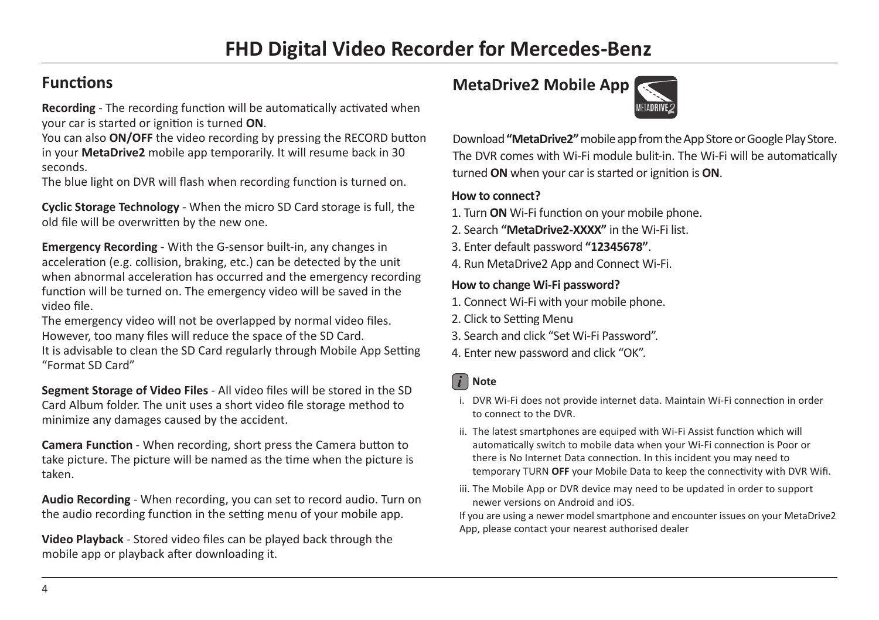# FHD Digital Video Recorder for Mercedes-Benz

## Functions

**Recording** - The recording function will be automatically activated when your car is started or ignition is turned **ON**.
You can also **ON/OFF** the video recording by pressing the RECORD button in your **MetaDrive2** mobile app temporarily. It will resume back in 30 seconds.
The blue light on DVR will flash when recording function is turned on.

**Cyclic Storage Technology** - When the micro SD Card storage is full, the old file will be overwritten by the new one.

**Emergency Recording** - With the G-sensor built-in, any changes in acceleration (e.g. collision, braking, etc.) can be detected by the unit when abnormal acceleration has occurred and the emergency recording function will be turned on. The emergency video will be saved in the video file.
The emergency video will not be overlapped by normal video files.
However, too many files will reduce the space of the SD Card.
It is advisable to clean the SD Card regularly through Mobile App Setting "Format SD Card"

**Segment Storage of Video Files** - All video files will be stored in the SD Card Album folder. The unit uses a short video file storage method to minimize any damages caused by the accident.

**Camera Function** - When recording, short press the Camera button to take picture. The picture will be named as the time when the picture is taken.

**Audio Recording** - When recording, you can set to record audio. Turn on the audio recording function in the setting menu of your mobile app.

**Video Playback** - Stored video files can be played back through the mobile app or playback after downloading it.

## MetaDrive2 Mobile App

Download **"MetaDrive2"** mobile app from the App Store or Google Play Store. The DVR comes with Wi-Fi module bulit-in. The Wi-Fi will be automatically turned **ON** when your car is started or ignition is **ON**.

**How to connect?**

1. Turn **ON** Wi-Fi function on your mobile phone.
2. Search **"MetaDrive2-XXXX"** in the Wi-Fi list.
3. Enter default password **"12345678"**.
4. Run MetaDrive2 App and Connect Wi-Fi.

**How to change Wi-Fi password?**

1. Connect Wi-Fi with your mobile phone.
2. Click to Setting Menu
3. Search and click "Set Wi-Fi Password".
4. Enter new password and click "OK".

**Note**

i. DVR Wi-Fi does not provide internet data. Maintain Wi-Fi connection in order to connect to the DVR.

ii. The latest smartphones are equiped with Wi-Fi Assist function which will automatically switch to mobile data when your Wi-Fi connection is Poor or there is No Internet Data connection. In this incident you may need to temporary TURN **OFF** your Mobile Data to keep the connectivity with DVR Wifi.

iii. The Mobile App or DVR device may need to be updated in order to support newer versions on Android and iOS.

If you are using a newer model smartphone and encounter issues on your MetaDrive2 App, please contact your nearest authorised dealer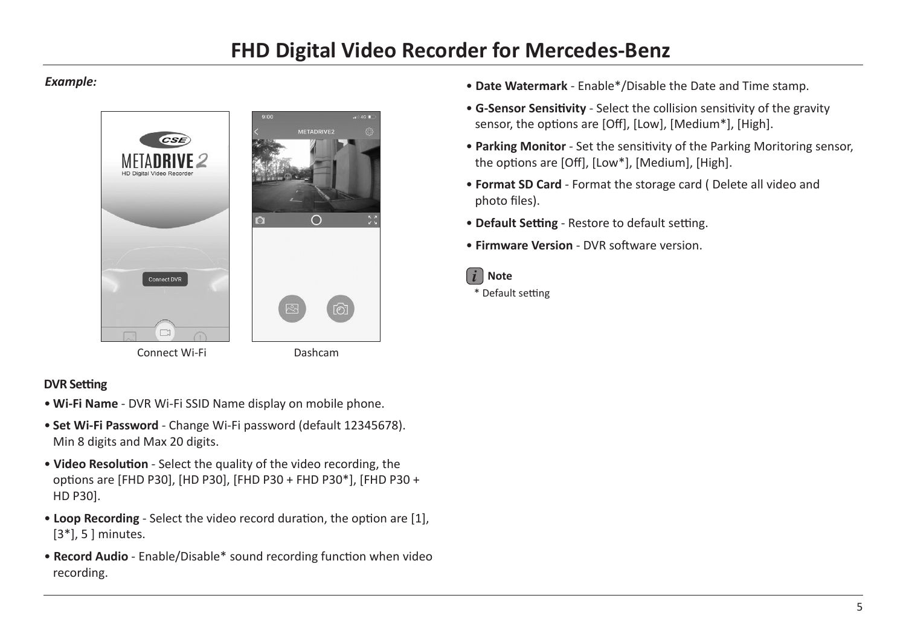*Example:*

Connect Wi-Fi

Dashcam

**DVR Setting**

- **Wi-Fi Name** - DVR Wi-Fi SSID Name display on mobile phone.
- **Set Wi-Fi Password** - Change Wi-Fi password (default 12345678). Min 8 digits and Max 20 digits.
- **Video Resolution** - Select the quality of the video recording, the options are [FHD P30], [HD P30], [FHD P30 + FHD P30*], [FHD P30 + HD P30].
- **Loop Recording** - Select the video record duration, the option are [1], [3*], 5 ] minutes.
- **Record Audio** - Enable/Disable* sound recording function when video recording.
- **Date Watermark** - Enable*/Disable the Date and Time stamp.
- **G-Sensor Sensitivity** - Select the collision sensitivity of the gravity sensor, the options are [Off], [Low], [Medium*], [High].
- **Parking Monitor** - Set the sensitivity of the Parking Moritoring sensor, the options are [Off], [Low*], [Medium], [High].
- **Format SD Card** - Format the storage card ( Delete all video and photo files).
- **Default Setting** - Restore to default setting.
- **Firmware Version** - DVR software version.

**Note**

\* Default setting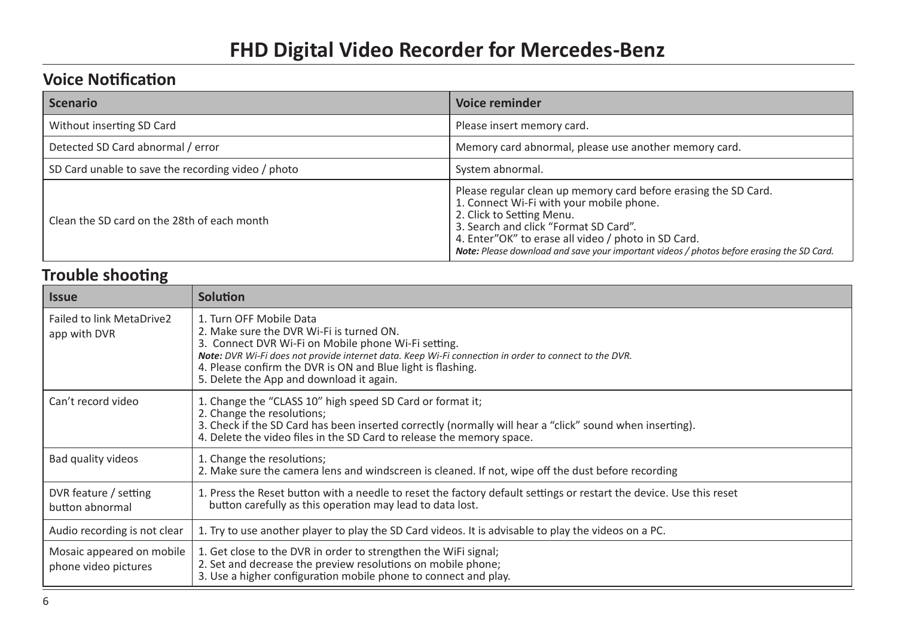# FHD Digital Video Recorder for Mercedes-Benz

## Voice Notification

| Scenario | Voice reminder |
| --- | --- |
| Without inserting SD Card | Please insert memory card. |
| Detected SD Card abnormal / error | Memory card abnormal, please use another memory card. |
| SD Card unable to save the recording video / photo | System abnormal. |
| Clean the SD card on the 28th of each month | Please regular clean up memory card before erasing the SD Card.<br>1. Connect Wi-Fi with your mobile phone.<br>2. Click to Setting Menu.<br>3. Search and click “Format SD Card”.<br>4. Enter”OK” to erase all video / photo in SD Card.<br>***Note:** Please download and save your important videos / photos before erasing the SD Card.* |

## Trouble shooting

| Issue | Solution |
| --- | --- |
| Failed to link MetaDrive2 app with DVR | 1. Turn OFF Mobile Data<br>2. Make sure the DVR Wi-Fi is turned ON.<br>3. Connect DVR Wi-Fi on Mobile phone Wi-Fi setting.<br>***Note:** DVR Wi-Fi does not provide internet data. Keep Wi-Fi connection in order to connect to the DVR.*<br>4. Please confirm the DVR is ON and Blue light is flashing.<br>5. Delete the App and download it again. |
| Can’t record video | 1. Change the “CLASS 10” high speed SD Card or format it;<br>2. Change the resolutions;<br>3. Check if the SD Card has been inserted correctly (normally will hear a “click” sound when inserting).<br>4. Delete the video files in the SD Card to release the memory space. |
| Bad quality videos | 1. Change the resolutions;<br>2. Make sure the camera lens and windscreen is cleaned. If not, wipe off the dust before recording |
| DVR feature / setting button abnormal | 1. Press the Reset button with a needle to reset the factory default settings or restart the device. Use this reset button carefully as this operation may lead to data lost. |
| Audio recording is not clear | 1. Try to use another player to play the SD Card videos. It is advisable to play the videos on a PC. |
| Mosaic appeared on mobile phone video pictures | 1. Get close to the DVR in order to strengthen the WiFi signal;<br>2. Set and decrease the preview resolutions on mobile phone;<br>3. Use a higher configuration mobile phone to connect and play. |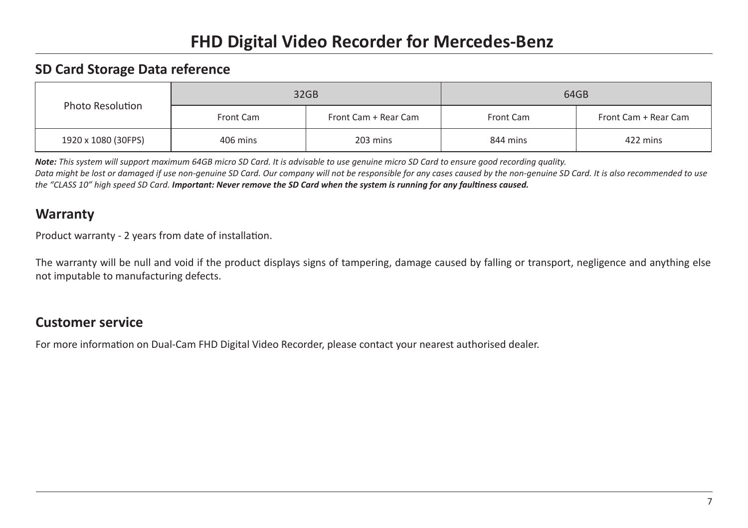# FHD Digital Video Recorder for Mercedes-Benz

## SD Card Storage Data reference

| Photo Resolution | 32GB | | 64GB | |
|---|---|---|---|---|
| | Front Cam | Front Cam + Rear Cam | Front Cam | Front Cam + Rear Cam |
| 1920 x 1080 (30FPS) | 406 mins | 203 mins | 844 mins | 422 mins |

***Note:*** *This system will support maximum 64GB micro SD Card. It is advisable to use genuine micro SD Card to ensure good recording quality. Data might be lost or damaged if use non-genuine SD Card. Our company will not be responsible for any cases caused by the non-genuine SD Card. It is also recommended to use the "CLASS 10" high speed SD Card.* ***Important: Never remove the SD Card when the system is running for any faultiness caused.***

## Warranty

Product warranty - 2 years from date of installation.

The warranty will be null and void if the product displays signs of tampering, damage caused by falling or transport, negligence and anything else not imputable to manufacturing defects.

## Customer service

For more information on Dual-Cam FHD Digital Video Recorder, please contact your nearest authorised dealer.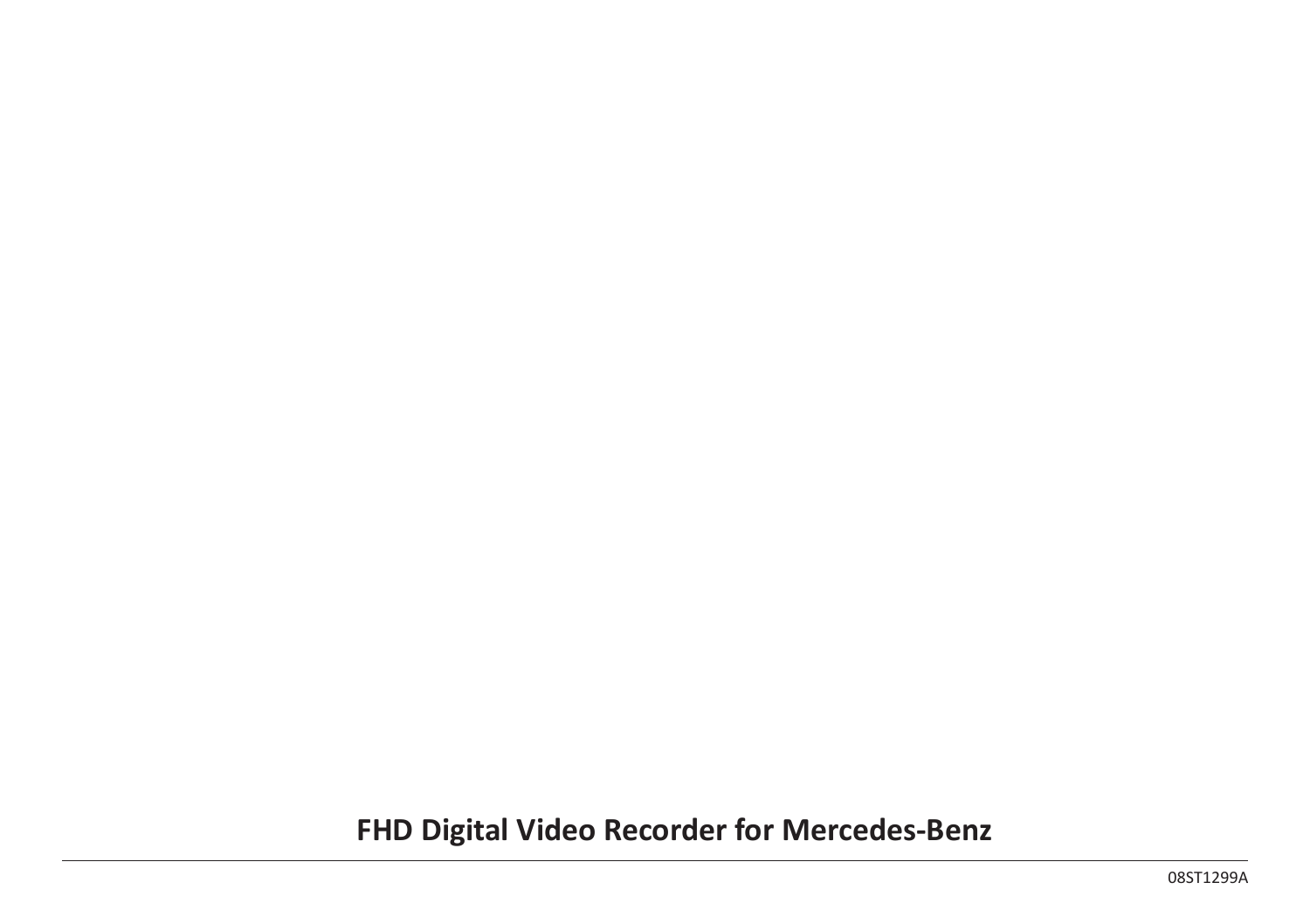**FHD Digital Video Recorder for Mercedes-Benz**

08ST1299A